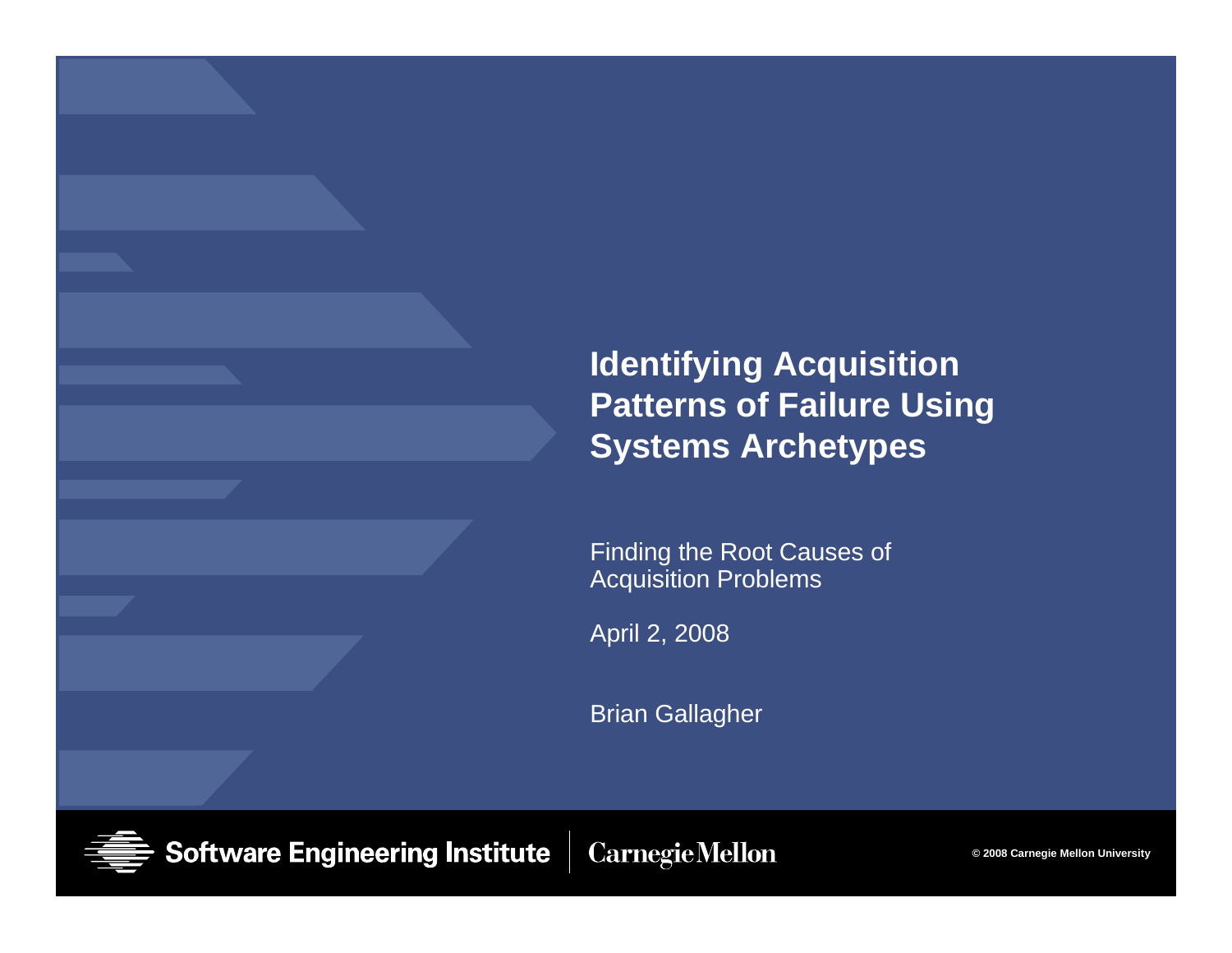# Identifying Acquisition Patterns of Failure Using Systems Archetypes

Finding the Root Causes of Acquisition Problems

April 2, 2008

Brian Gallagher

Software Engineering Institute | Carnegie Mellon

© 2008 Carnegie Mellon University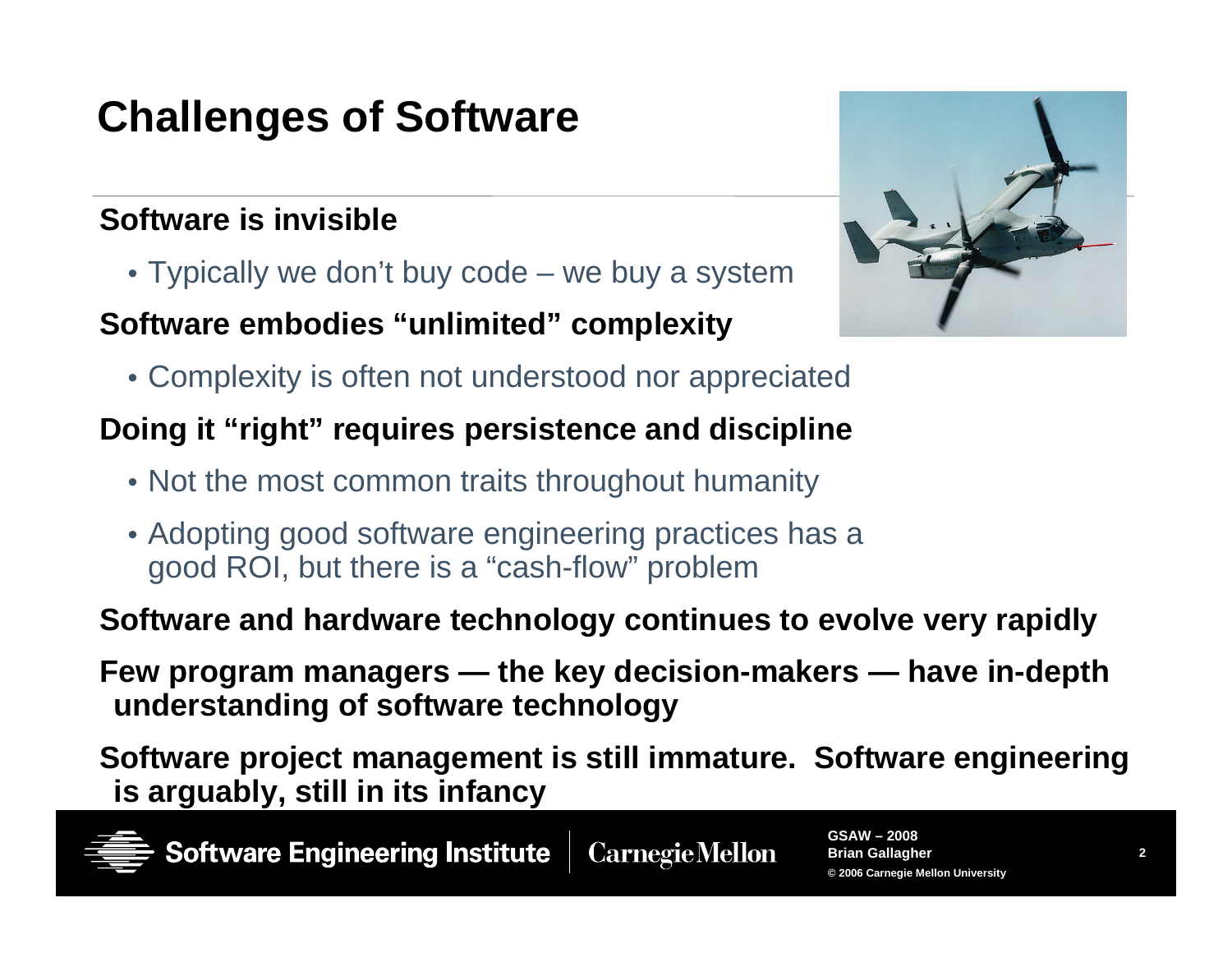# Challenges of Software

**Software is invisible**

- Typically we don't buy code – we buy a system

**Software embodies "unlimited" complexity**

- Complexity is often not understood nor appreciated

**Doing it "right" requires persistence and discipline**

- Not the most common traits throughout humanity
- Adopting good software engineering practices has a good ROI, but there is a "cash-flow" problem

**Software and hardware technology continues to evolve very rapidly**

**Few program managers — the key decision-makers — have in-depth understanding of software technology**

**Software project management is still immature. Software engineering is arguably, still in its infancy**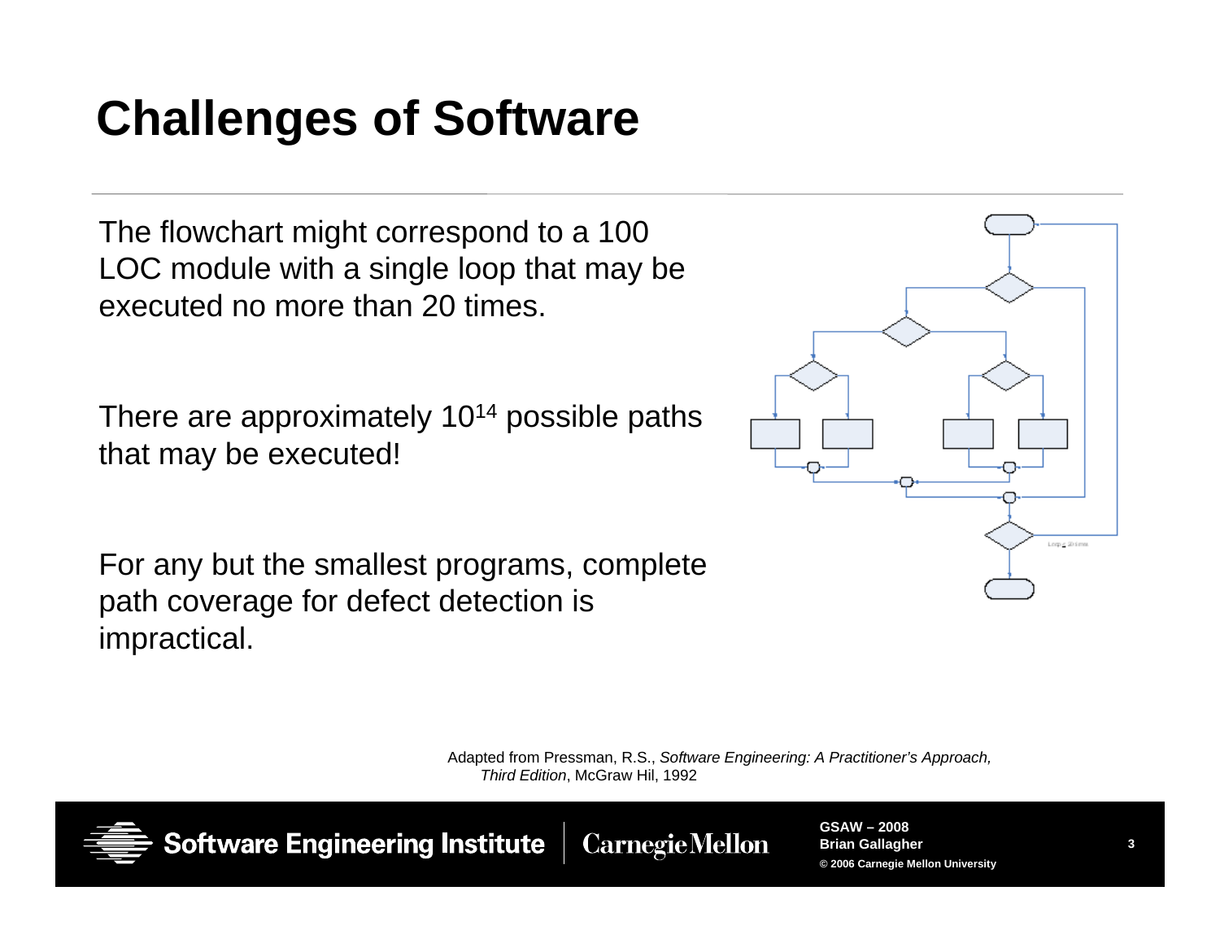# Challenges of Software

The flowchart might correspond to a 100 LOC module with a single loop that may be executed no more than 20 times.

There are approximately $10^{14}$ possible paths that may be executed!

For any but the smallest programs, complete path coverage for defect detection is impractical.

Adapted from Pressman, R.S., *Software Engineering: A Practitioner's Approach, Third Edition*, McGraw Hil, 1992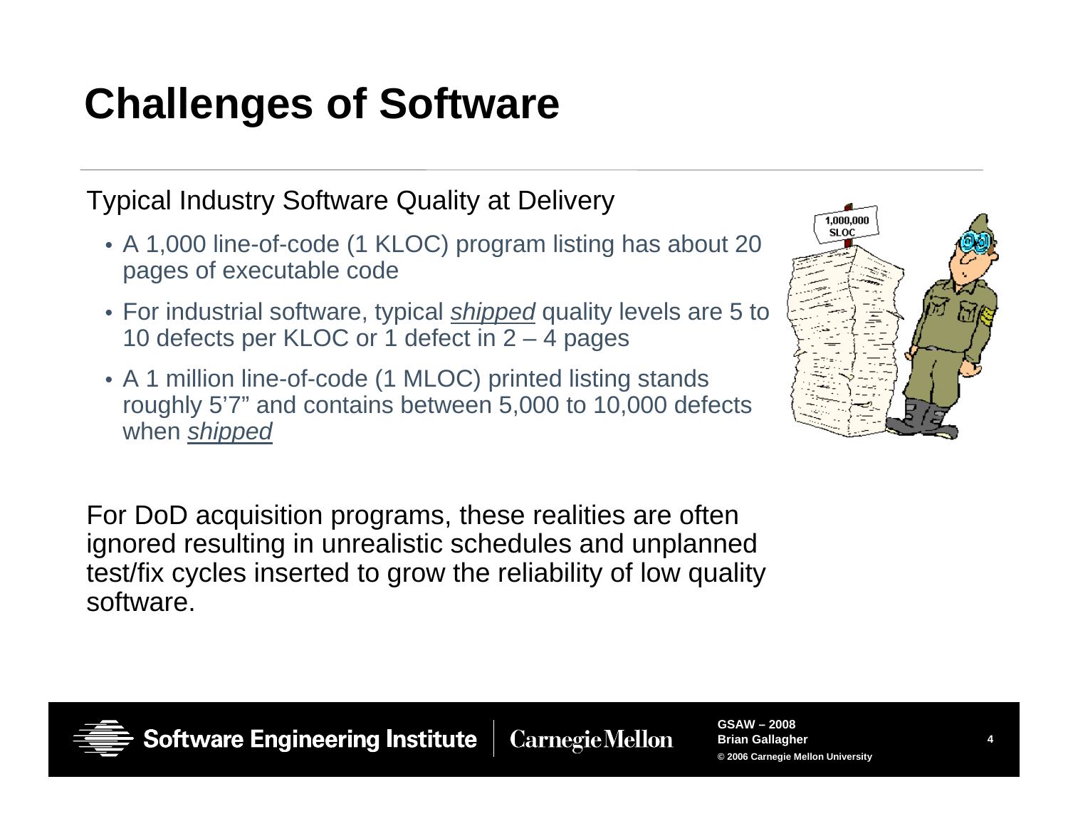# Challenges of Software

Typical Industry Software Quality at Delivery

- A 1,000 line-of-code (1 KLOC) program listing has about 20 pages of executable code
- For industrial software, typical *shipped* quality levels are 5 to 10 defects per KLOC or 1 defect in 2 – 4 pages
- A 1 million line-of-code (1 MLOC) printed listing stands roughly 5'7" and contains between 5,000 to 10,000 defects when *shipped*

For DoD acquisition programs, these realities are often ignored resulting in unrealistic schedules and unplanned test/fix cycles inserted to grow the reliability of low quality software.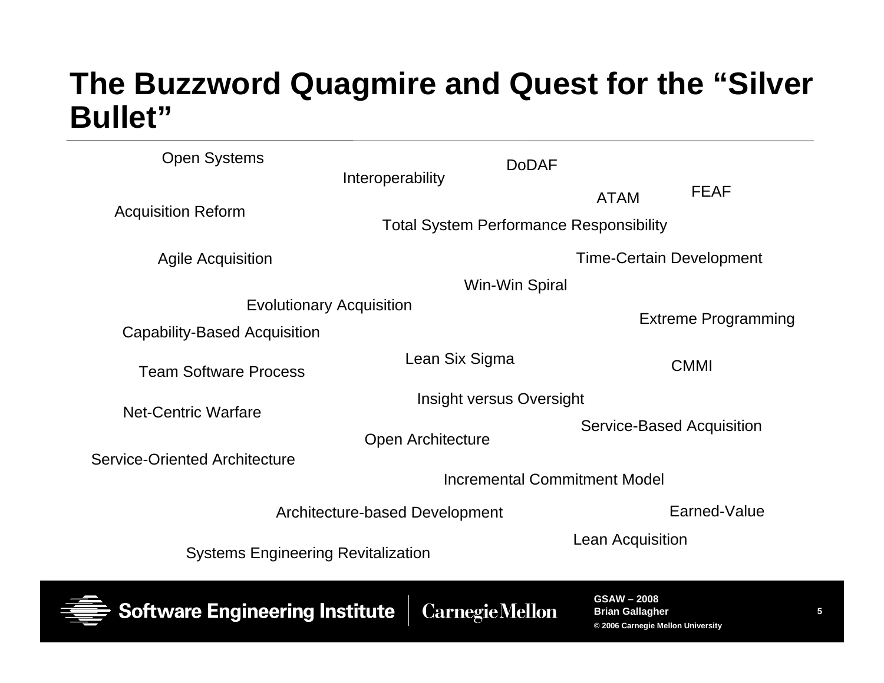# The Buzzword Quagmire and Quest for the "Silver Bullet"

Open Systems

Interoperability

DoDAF

ATAM

FEAF

Acquisition Reform

Total System Performance Responsibility

Agile Acquisition

Time-Certain Development

Win-Win Spiral

Evolutionary Acquisition

Extreme Programming

Capability-Based Acquisition

Lean Six Sigma

CMMI

Team Software Process

Insight versus Oversight

Net-Centric Warfare

Service-Based Acquisition

Open Architecture

Service-Oriented Architecture

Incremental Commitment Model

Architecture-based Development

Earned-Value

Lean Acquisition

Systems Engineering Revitalization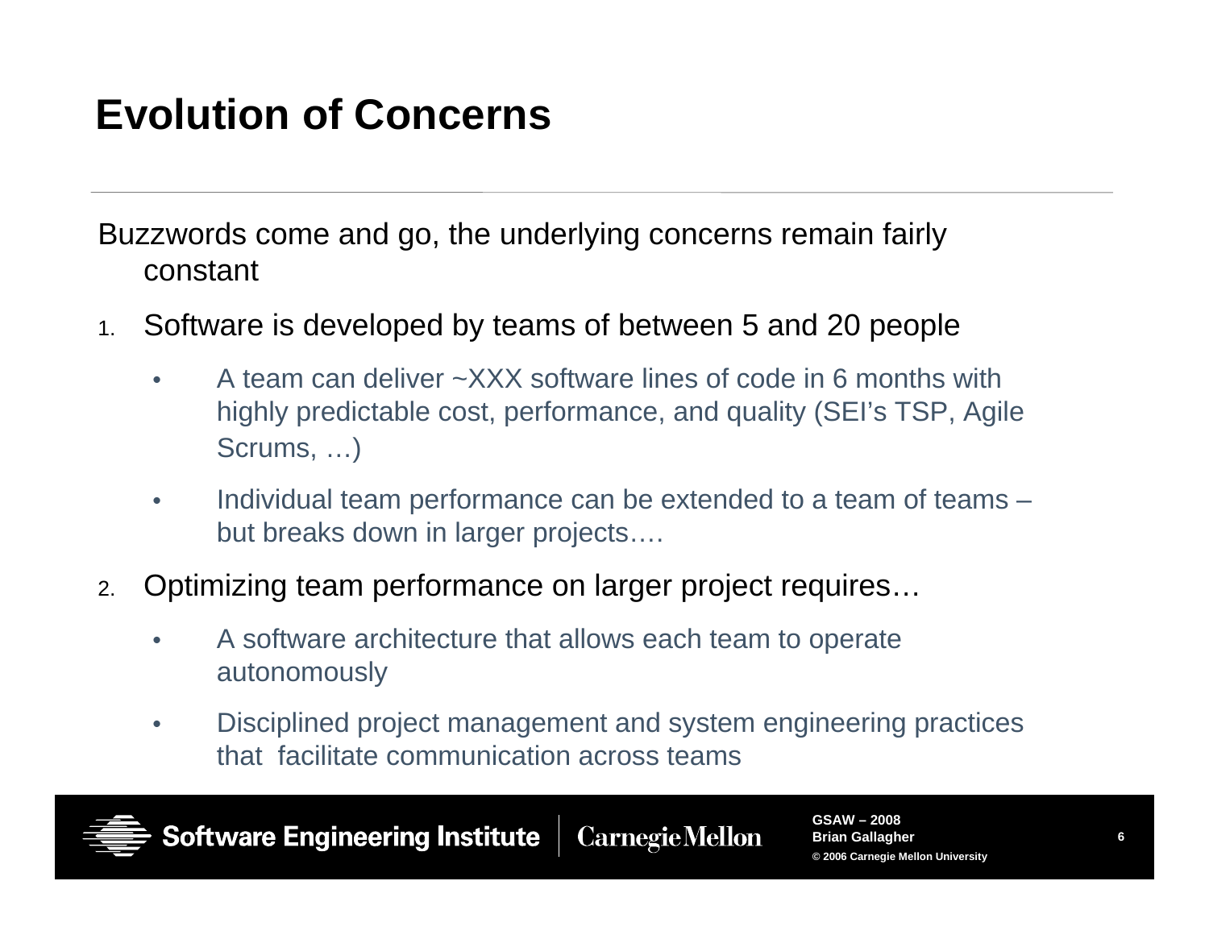# Evolution of Concerns

Buzzwords come and go, the underlying concerns remain fairly constant

1. Software is developed by teams of between 5 and 20 people
   - A team can deliver ~XXX software lines of code in 6 months with highly predictable cost, performance, and quality (SEI's TSP, Agile Scrums, …)
   - Individual team performance can be extended to a team of teams – but breaks down in larger projects….
2. Optimizing team performance on larger project requires…
   - A software architecture that allows each team to operate autonomously
   - Disciplined project management and system engineering practices that facilitate communication across teams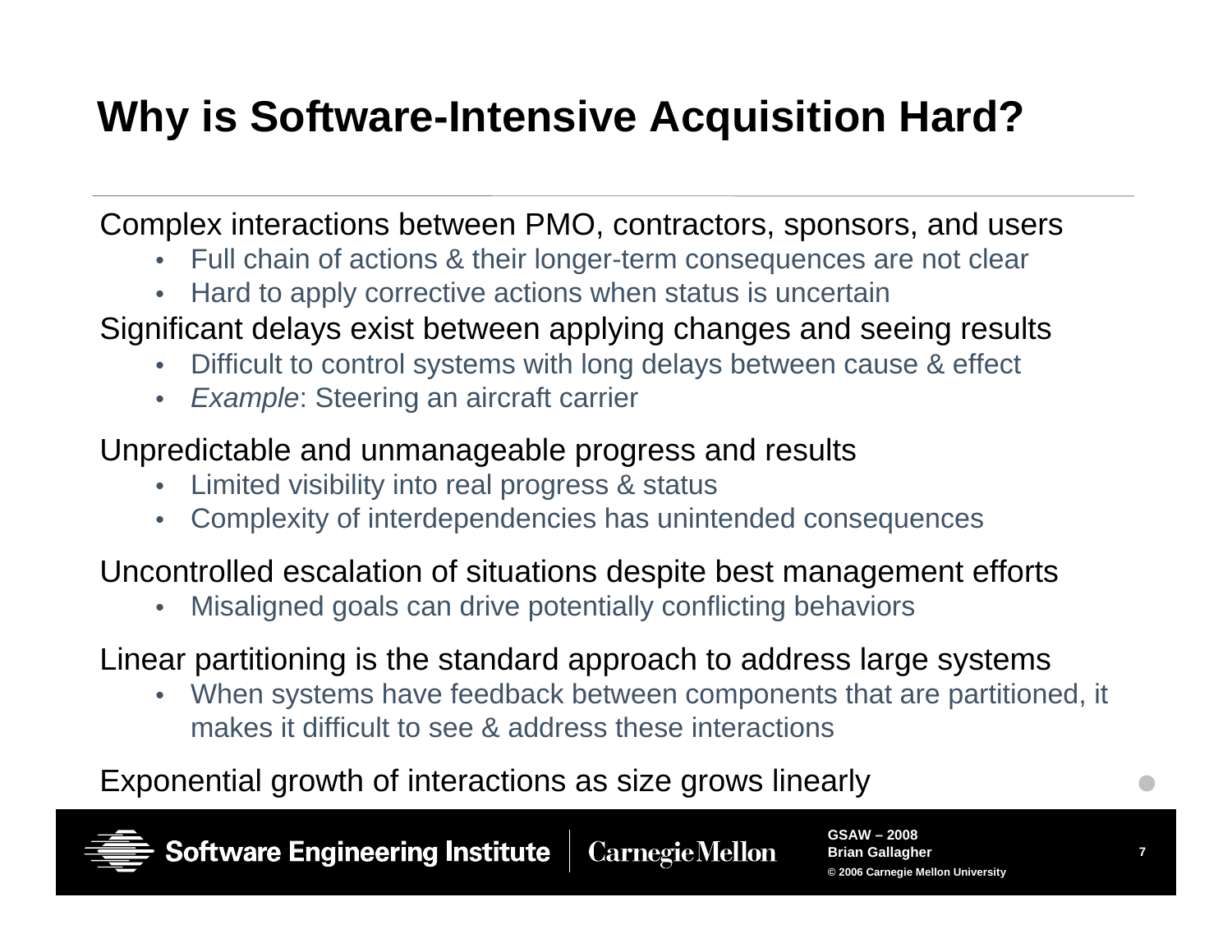# Why is Software-Intensive Acquisition Hard?

Complex interactions between PMO, contractors, sponsors, and users

- Full chain of actions & their longer-term consequences are not clear
- Hard to apply corrective actions when status is uncertain

Significant delays exist between applying changes and seeing results

- Difficult to control systems with long delays between cause & effect
- *Example*: Steering an aircraft carrier

Unpredictable and unmanageable progress and results

- Limited visibility into real progress & status
- Complexity of interdependencies has unintended consequences

Uncontrolled escalation of situations despite best management efforts

- Misaligned goals can drive potentially conflicting behaviors

Linear partitioning is the standard approach to address large systems

- When systems have feedback between components that are partitioned, it makes it difficult to see & address these interactions

Exponential growth of interactions as size grows linearly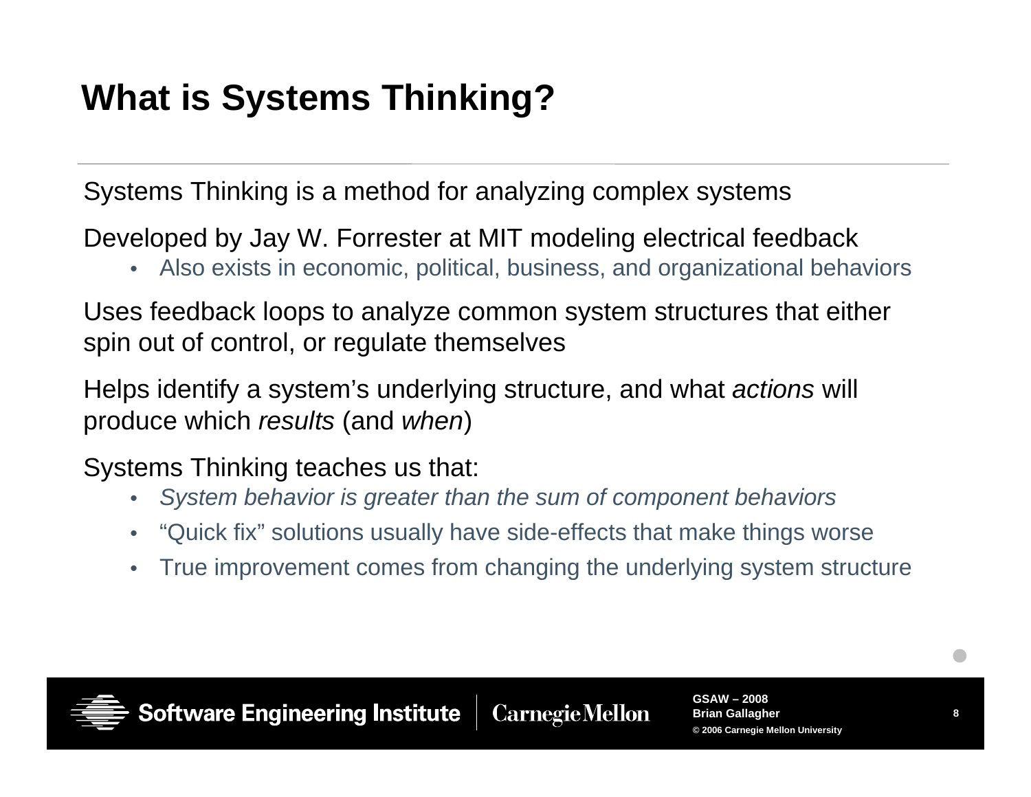# What is Systems Thinking?

Systems Thinking is a method for analyzing complex systems

Developed by Jay W. Forrester at MIT modeling electrical feedback

- Also exists in economic, political, business, and organizational behaviors

Uses feedback loops to analyze common system structures that either spin out of control, or regulate themselves

Helps identify a system's underlying structure, and what *actions* will produce which *results* (and *when*)

Systems Thinking teaches us that:

- *System behavior is greater than the sum of component behaviors*
- "Quick fix" solutions usually have side-effects that make things worse
- True improvement comes from changing the underlying system structure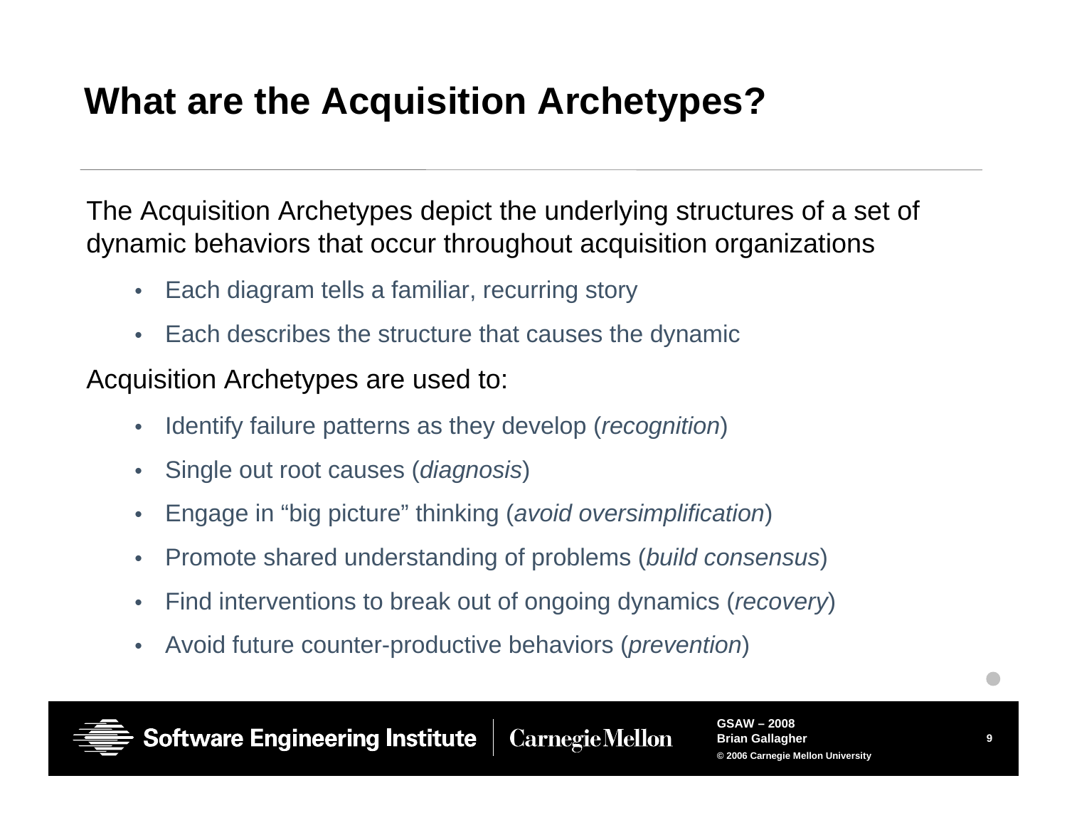# What are the Acquisition Archetypes?

The Acquisition Archetypes depict the underlying structures of a set of dynamic behaviors that occur throughout acquisition organizations

- Each diagram tells a familiar, recurring story
- Each describes the structure that causes the dynamic

Acquisition Archetypes are used to:

- Identify failure patterns as they develop (*recognition*)
- Single out root causes (*diagnosis*)
- Engage in "big picture" thinking (*avoid oversimplification*)
- Promote shared understanding of problems (*build consensus*)
- Find interventions to break out of ongoing dynamics (*recovery*)
- Avoid future counter-productive behaviors (*prevention*)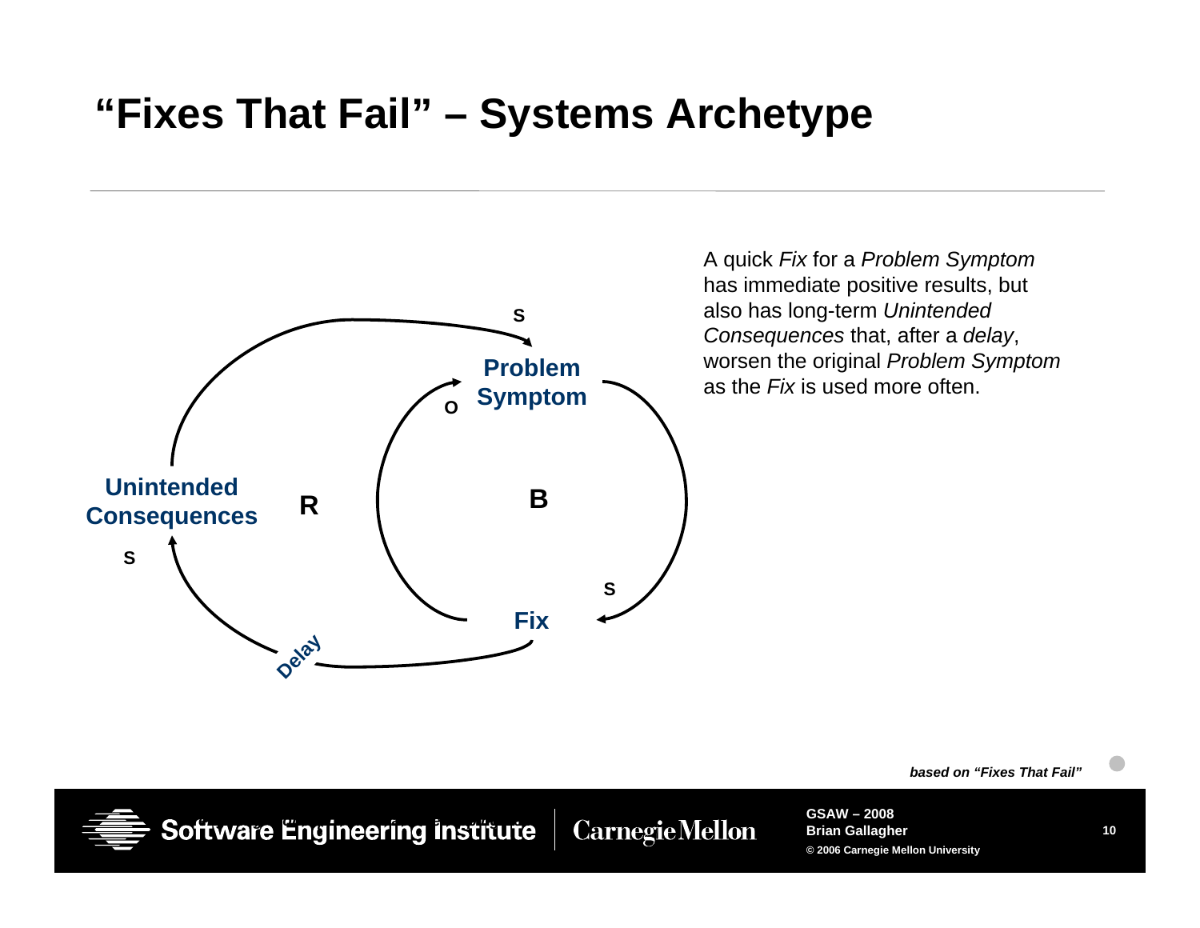# "Fixes That Fail" – Systems Archetype

Problem Symptom

Unintended Consequences

Fix

R

B

S

O

S

S

Delay

A quick *Fix* for a *Problem Symptom* has immediate positive results, but also has long-term *Unintended Consequences* that, after a *delay*, worsen the original *Problem Symptom* as the *Fix* is used more often.

***based on "Fixes That Fail"***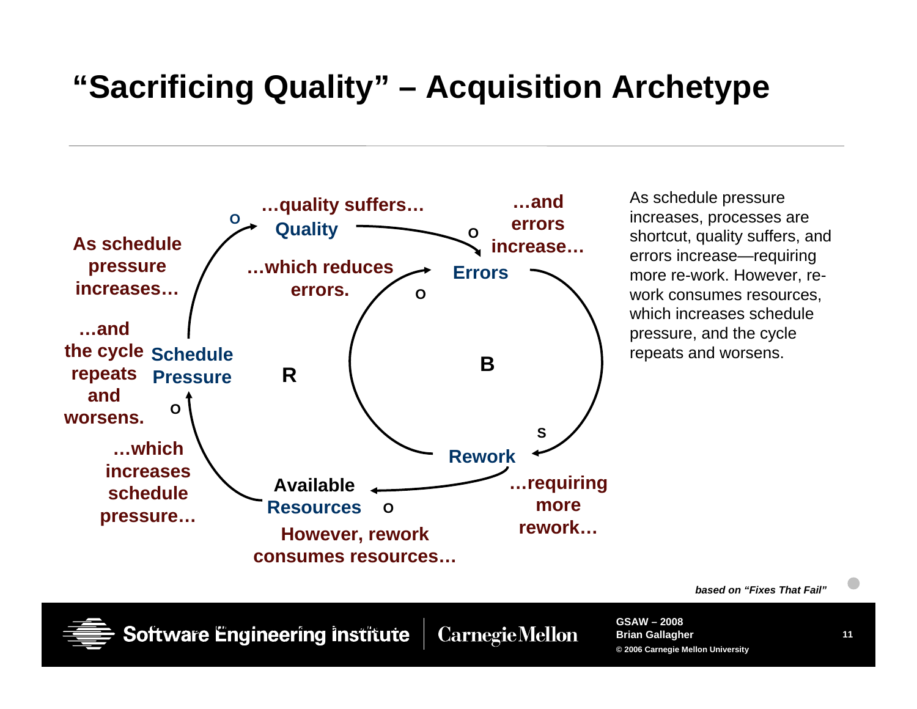# "Sacrificing Quality" – Acquisition Archetype

As schedule pressure increases… Schedule Pressure —O→ Quality: …quality suffers…

Quality —O→ Errors: …and errors increase…

Errors —S→ Rework: …requiring more rework…

Rework —O→ Errors: …which reduces errors. (B)

Rework —O→ Available Resources: However, rework consumes resources…

Available Resources —O→ Schedule Pressure: …which increases schedule pressure…

…and the cycle repeats and worsens. (R)

As schedule pressure increases, processes are shortcut, quality suffers, and errors increase—requiring more re-work. However, re-work consumes resources, which increases schedule pressure, and the cycle repeats and worsens.

***based on "Fixes That Fail"***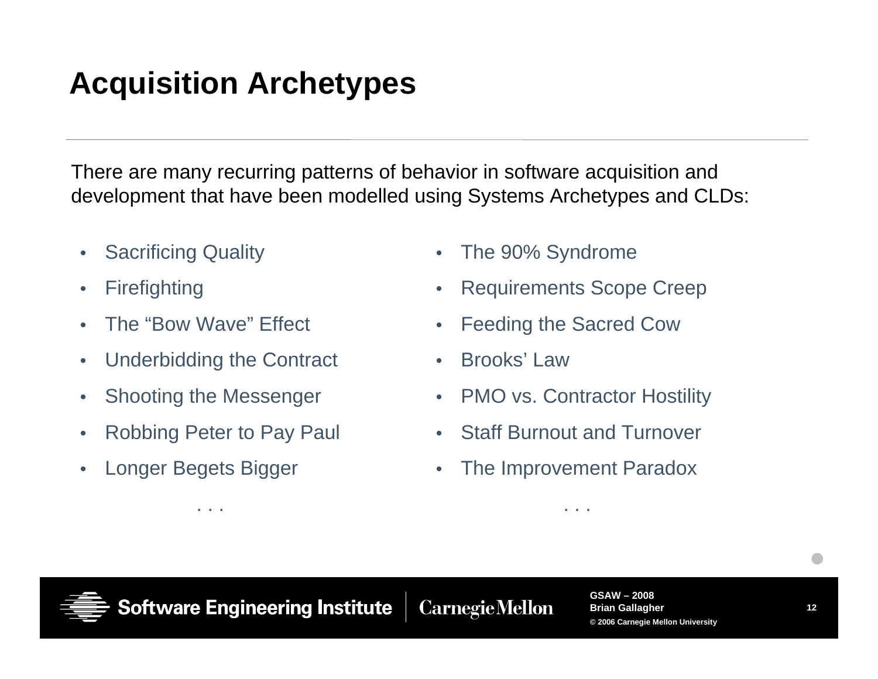# Acquisition Archetypes

There are many recurring patterns of behavior in software acquisition and development that have been modelled using Systems Archetypes and CLDs:

- Sacrificing Quality
- Firefighting
- The “Bow Wave” Effect
- Underbidding the Contract
- Shooting the Messenger
- Robbing Peter to Pay Paul
- Longer Begets Bigger

. . .

- The 90% Syndrome
- Requirements Scope Creep
- Feeding the Sacred Cow
- Brooks’ Law
- PMO vs. Contractor Hostility
- Staff Burnout and Turnover
- The Improvement Paradox

. . .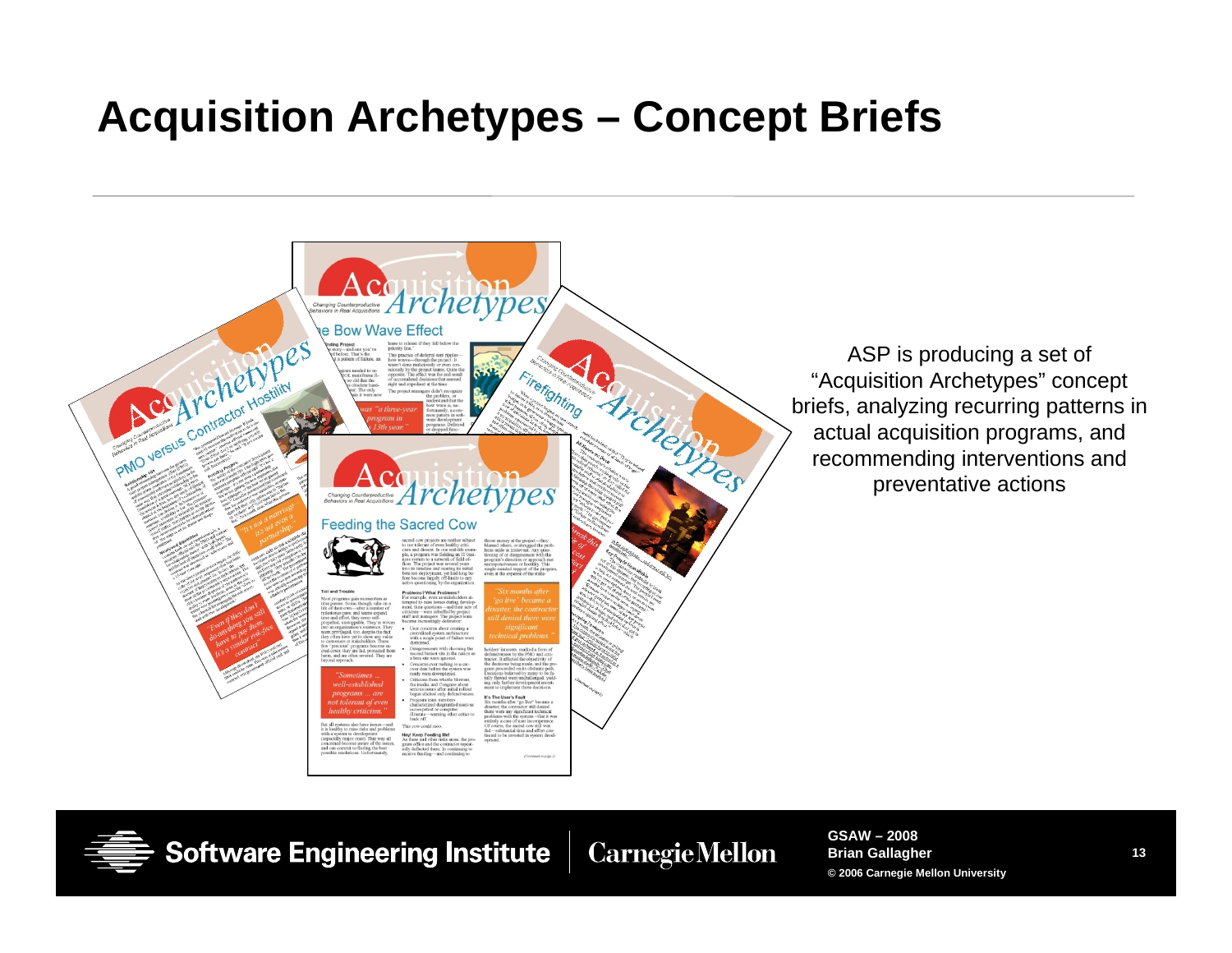# Acquisition Archetypes – Concept Briefs

ASP is producing a set of "Acquisition Archetypes" concept briefs, analyzing recurring patterns in actual acquisition programs, and recommending interventions and preventative actions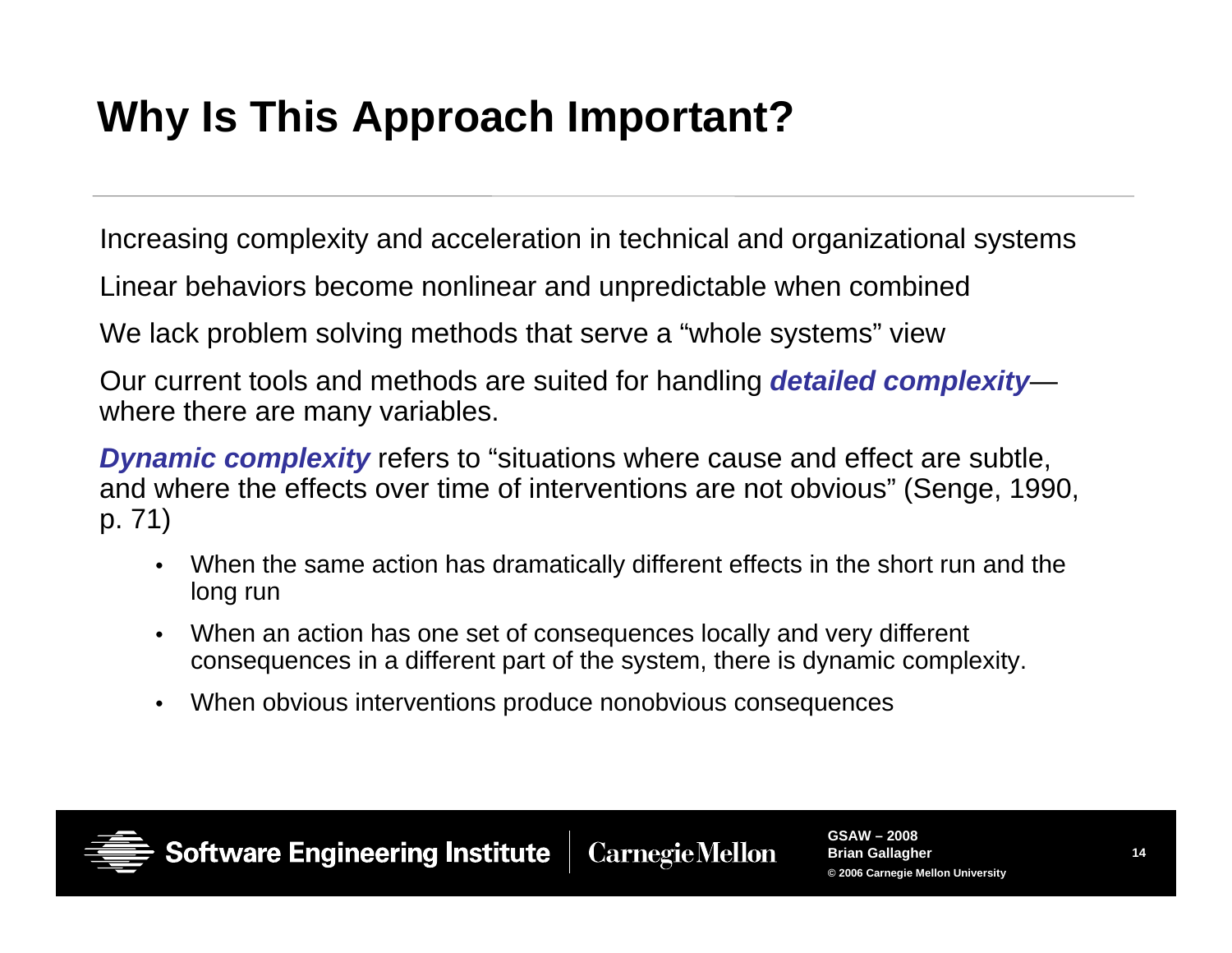# Why Is This Approach Important?

Increasing complexity and acceleration in technical and organizational systems

Linear behaviors become nonlinear and unpredictable when combined

We lack problem solving methods that serve a "whole systems" view

Our current tools and methods are suited for handling ***detailed complexity***—where there are many variables.

***Dynamic complexity*** refers to "situations where cause and effect are subtle, and where the effects over time of interventions are not obvious" (Senge, 1990, p. 71)

- When the same action has dramatically different effects in the short run and the long run
- When an action has one set of consequences locally and very different consequences in a different part of the system, there is dynamic complexity.
- When obvious interventions produce nonobvious consequences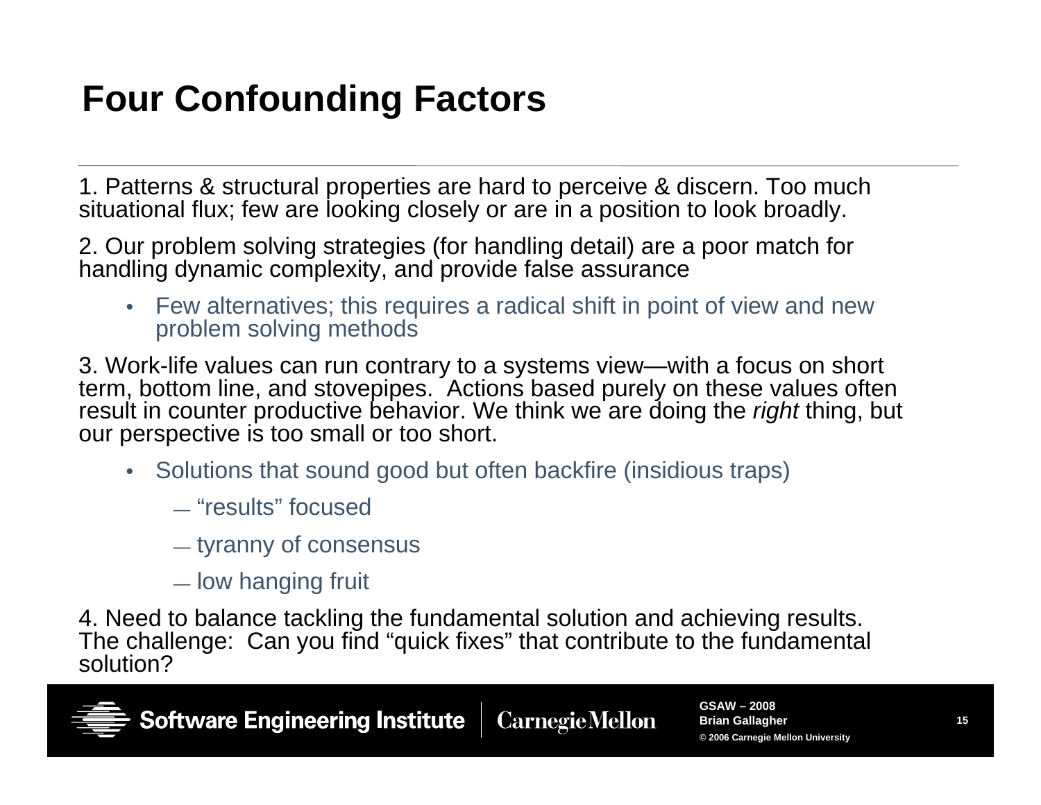# Four Confounding Factors

1. Patterns & structural properties are hard to perceive & discern. Too much situational flux; few are looking closely or are in a position to look broadly.

2. Our problem solving strategies (for handling detail) are a poor match for handling dynamic complexity, and provide false assurance

- Few alternatives; this requires a radical shift in point of view and new problem solving methods

3. Work-life values can run contrary to a systems view—with a focus on short term, bottom line, and stovepipes. Actions based purely on these values often result in counter productive behavior. We think we are doing the *right* thing, but our perspective is too small or too short.

- Solutions that sound good but often backfire (insidious traps)
  - "results" focused
  - tyranny of consensus
  - low hanging fruit

4. Need to balance tackling the fundamental solution and achieving results. The challenge: Can you find "quick fixes" that contribute to the fundamental solution?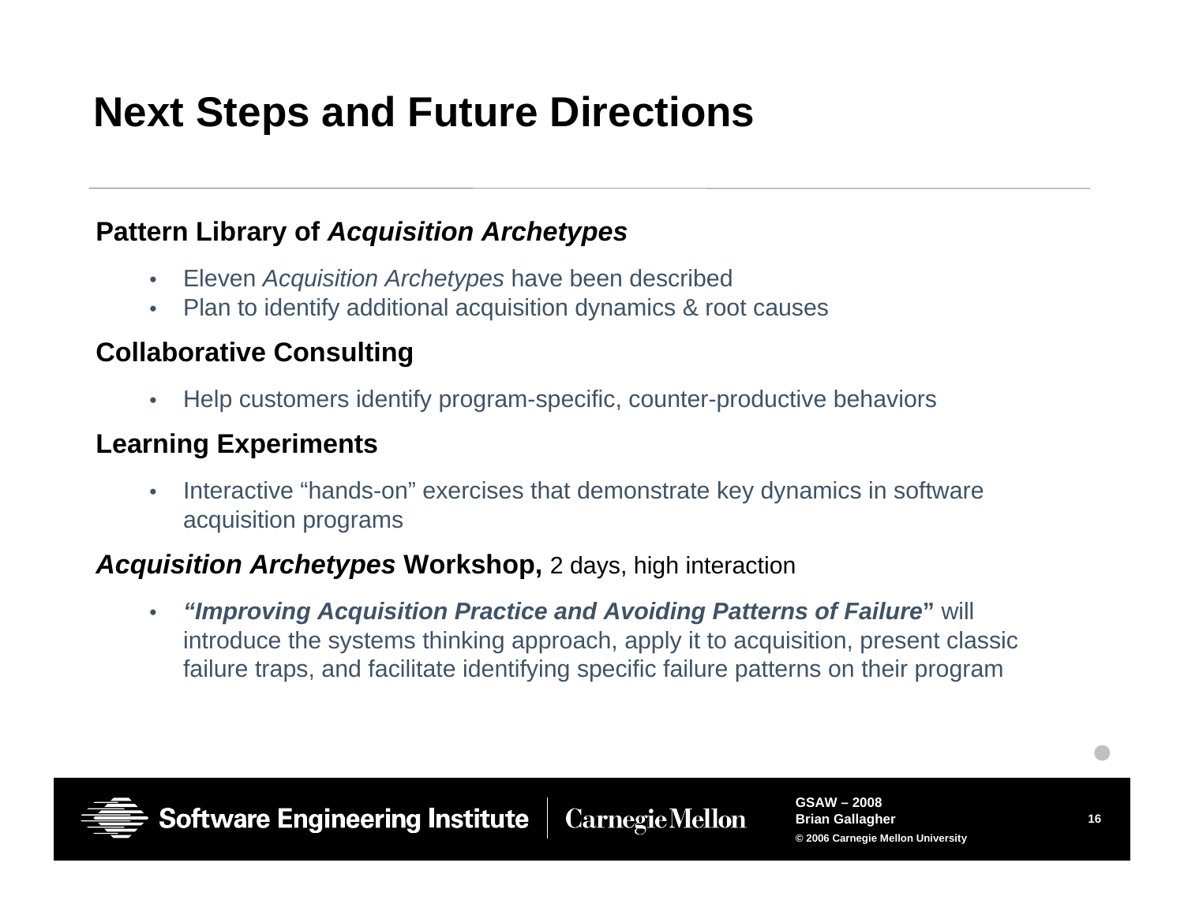# Next Steps and Future Directions

**Pattern Library of *Acquisition Archetypes***

- Eleven *Acquisition Archetypes* have been described
- Plan to identify additional acquisition dynamics & root causes

**Collaborative Consulting**

- Help customers identify program-specific, counter-productive behaviors

**Learning Experiments**

- Interactive "hands-on" exercises that demonstrate key dynamics in software acquisition programs

***Acquisition Archetypes* Workshop,** 2 days, high interaction

- ***"Improving Acquisition Practice and Avoiding Patterns of Failure*"** will introduce the systems thinking approach, apply it to acquisition, present classic failure traps, and facilitate identifying specific failure patterns on their program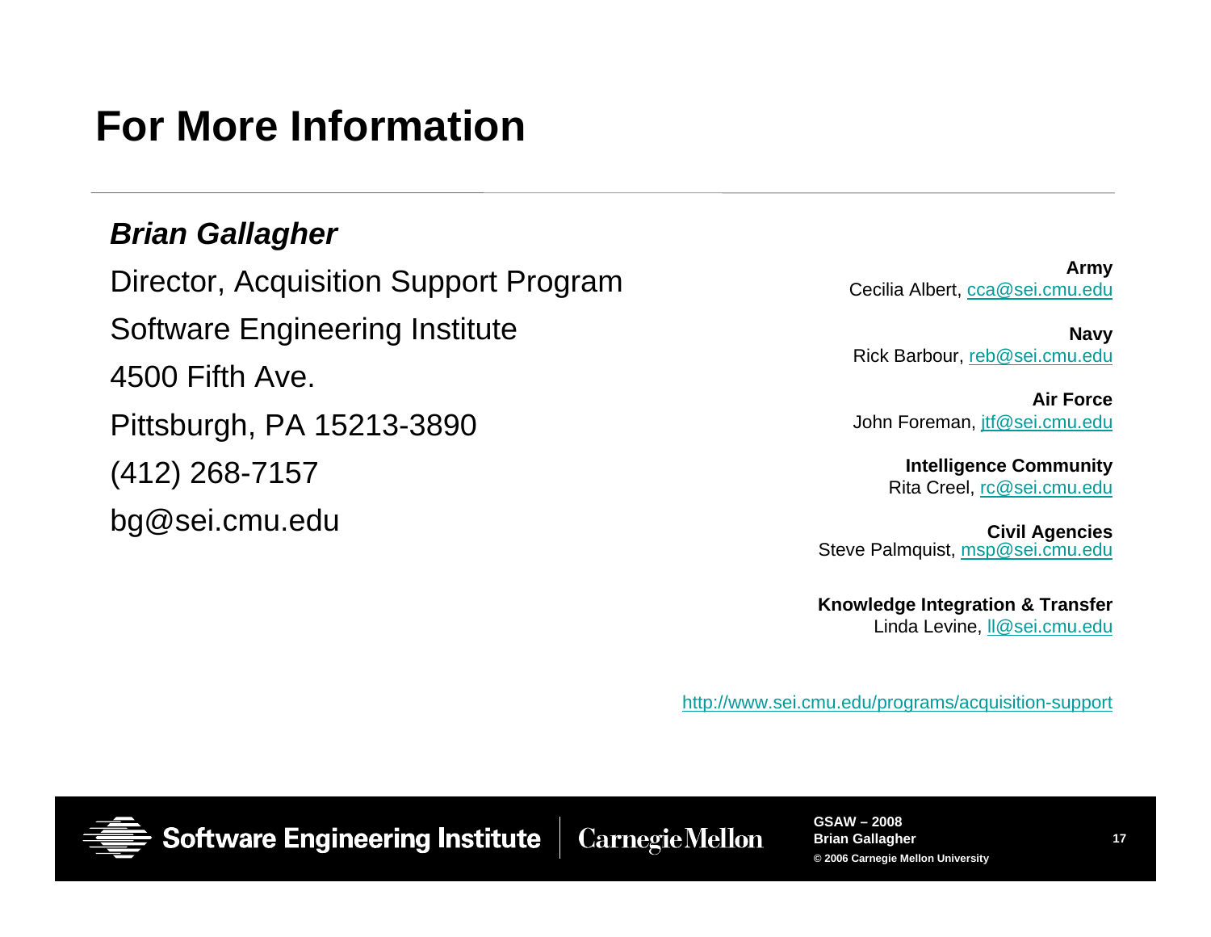# For More Information

***Brian Gallagher***

Director, Acquisition Support Program

Software Engineering Institute

4500 Fifth Ave.

Pittsburgh, PA 15213-3890

(412) 268-7157

bg@sei.cmu.edu

**Army**
Cecilia Albert, cca@sei.cmu.edu

**Navy**
Rick Barbour, reb@sei.cmu.edu

**Air Force**
John Foreman, jtf@sei.cmu.edu

**Intelligence Community**
Rita Creel, rc@sei.cmu.edu

**Civil Agencies**
Steve Palmquist, msp@sei.cmu.edu

**Knowledge Integration & Transfer**
Linda Levine, ll@sei.cmu.edu

http://www.sei.cmu.edu/programs/acquisition-support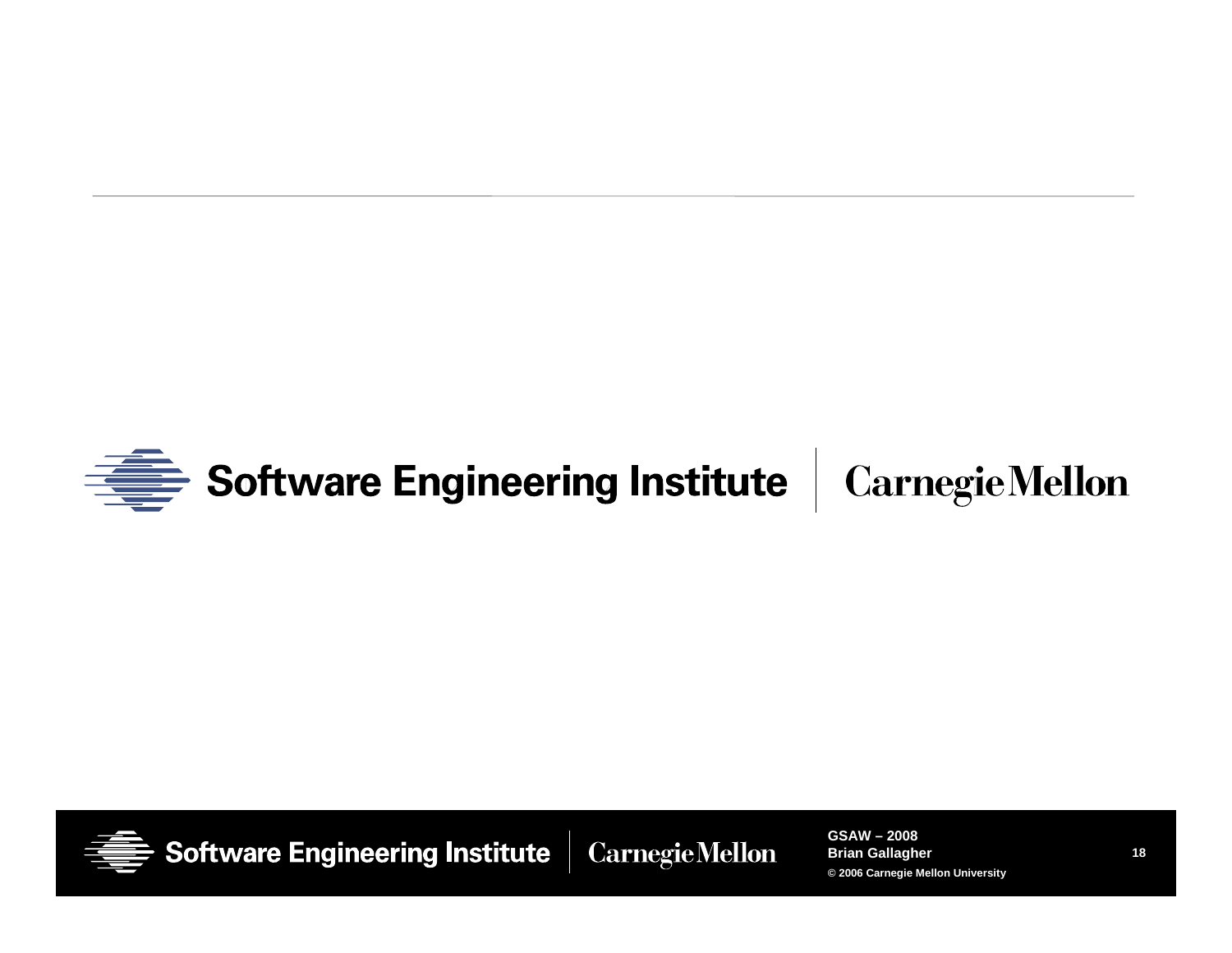Software Engineering Institute | Carnegie Mellon